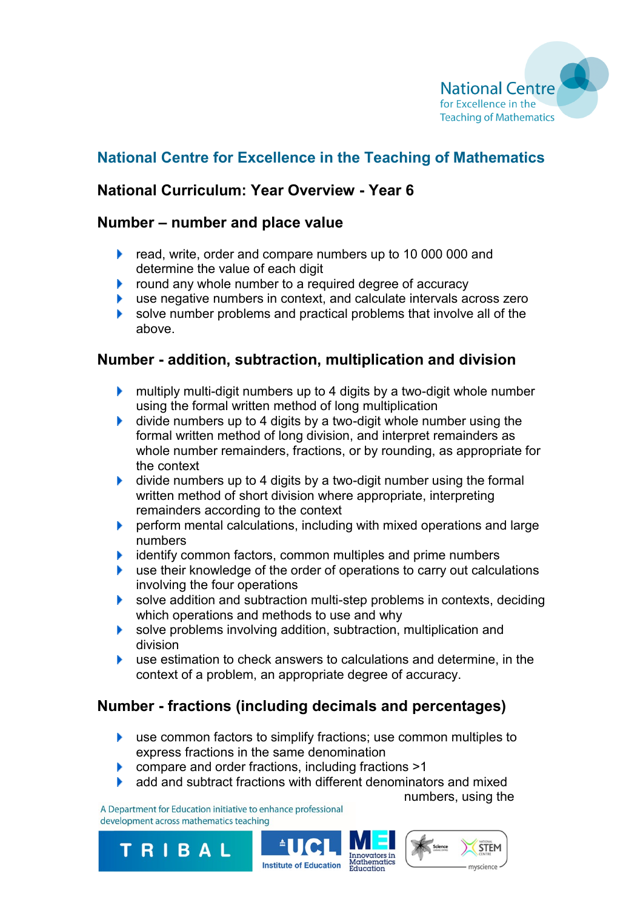## National Centre for Excellence in the Teaching of Mathematics

### National Curriculum: Year Overview - Year 6

### Number – number and place value

- read, write, order and compare numbers up to 10 000 000 and determine the value of each digit
- round any whole number to a required degree of accuracy
- use negative numbers in context, and calculate intervals across zero
- solve number problems and practical problems that involve all of the above.

### Number - addition, subtraction, multiplication and division

- multiply multi-digit numbers up to 4 digits by a two-digit whole number using the formal written method of long multiplication
- divide numbers up to 4 digits by a two-digit whole number using the formal written method of long division, and interpret remainders as whole number remainders, fractions, or by rounding, as appropriate for the context
- divide numbers up to 4 digits by a two-digit number using the formal written method of short division where appropriate, interpreting remainders according to the context
- perform mental calculations, including with mixed operations and large numbers
- identify common factors, common multiples and prime numbers
- use their knowledge of the order of operations to carry out calculations involving the four operations
- solve addition and subtraction multi-step problems in contexts, deciding which operations and methods to use and why
- solve problems involving addition, subtraction, multiplication and division
- use estimation to check answers to calculations and determine, in the context of a problem, an appropriate degree of accuracy.

### Number - fractions (including decimals and percentages)

- use common factors to simplify fractions; use common multiples to express fractions in the same denomination
- compare and order fractions, including fractions >1
- add and subtract fractions with different denominators and mixed numbers, using the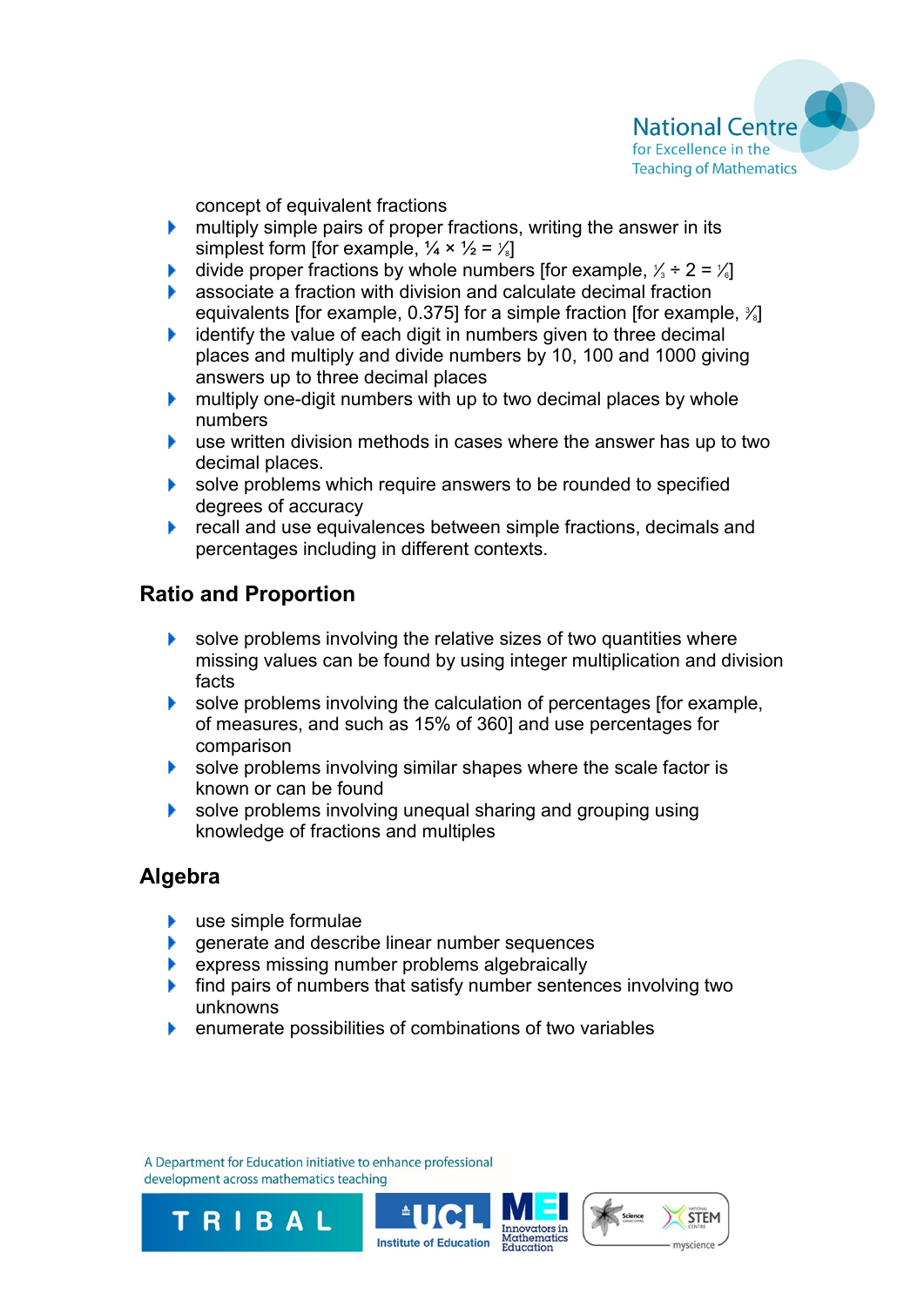concept of equivalent fractions

- multiply simple pairs of proper fractions, writing the answer in its simplest form [for example, $\frac{1}{4} \times \frac{1}{2} = \frac{1}{8}$]
- divide proper fractions by whole numbers [for example, $\frac{1}{3} \div 2 = \frac{1}{6}$]
- associate a fraction with division and calculate decimal fraction equivalents [for example, 0.375] for a simple fraction [for example, $\frac{3}{8}$]
- identify the value of each digit in numbers given to three decimal places and multiply and divide numbers by 10, 100 and 1000 giving answers up to three decimal places
- multiply one-digit numbers with up to two decimal places by whole numbers
- use written division methods in cases where the answer has up to two decimal places.
- solve problems which require answers to be rounded to specified degrees of accuracy
- recall and use equivalences between simple fractions, decimals and percentages including in different contexts.

## Ratio and Proportion

- solve problems involving the relative sizes of two quantities where missing values can be found by using integer multiplication and division facts
- solve problems involving the calculation of percentages [for example, of measures, and such as 15% of 360] and use percentages for comparison
- solve problems involving similar shapes where the scale factor is known or can be found
- solve problems involving unequal sharing and grouping using knowledge of fractions and multiples

## Algebra

- use simple formulae
- generate and describe linear number sequences
- express missing number problems algebraically
- find pairs of numbers that satisfy number sentences involving two unknowns
- enumerate possibilities of combinations of two variables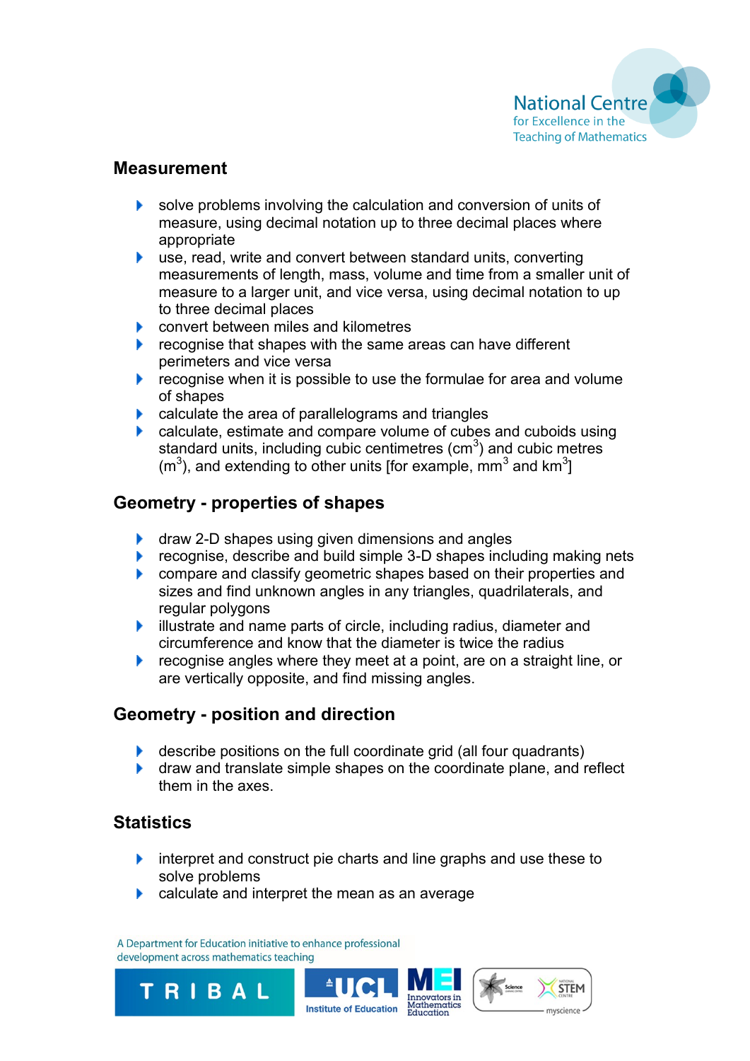## Measurement

- solve problems involving the calculation and conversion of units of measure, using decimal notation up to three decimal places where appropriate
- use, read, write and convert between standard units, converting measurements of length, mass, volume and time from a smaller unit of measure to a larger unit, and vice versa, using decimal notation to up to three decimal places
- convert between miles and kilometres
- recognise that shapes with the same areas can have different perimeters and vice versa
- recognise when it is possible to use the formulae for area and volume of shapes
- calculate the area of parallelograms and triangles
- calculate, estimate and compare volume of cubes and cuboids using standard units, including cubic centimetres ($cm^3$) and cubic metres ($m^3$), and extending to other units [for example, $mm^3$ and $km^3$]

## Geometry - properties of shapes

- draw 2-D shapes using given dimensions and angles
- recognise, describe and build simple 3-D shapes including making nets
- compare and classify geometric shapes based on their properties and sizes and find unknown angles in any triangles, quadrilaterals, and regular polygons
- illustrate and name parts of circle, including radius, diameter and circumference and know that the diameter is twice the radius
- recognise angles where they meet at a point, are on a straight line, or are vertically opposite, and find missing angles.

## Geometry - position and direction

- describe positions on the full coordinate grid (all four quadrants)
- draw and translate simple shapes on the coordinate plane, and reflect them in the axes.

## Statistics

- interpret and construct pie charts and line graphs and use these to solve problems
- calculate and interpret the mean as an average